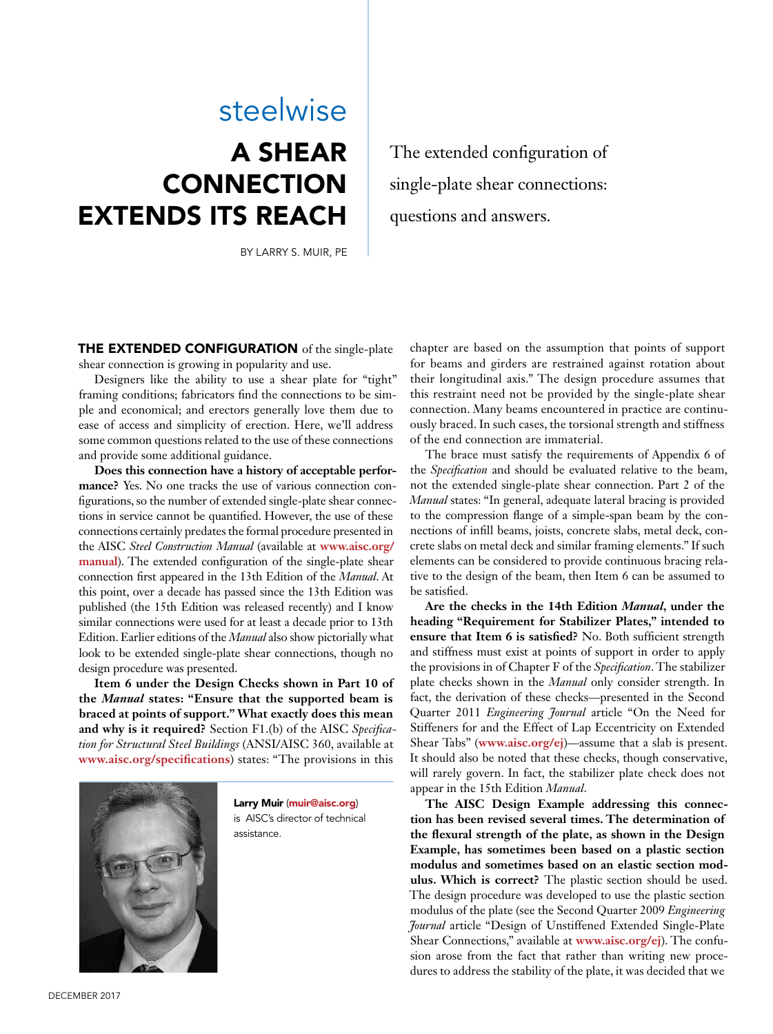steelwise

# A SHEAR CONNECTION EXTENDS ITS REACH

The extended configuration of single-plate shear connections: questions and answers.

BY LARRY S. MUIR, PE

**THE EXTENDED CONFIGURATION** of the single-plate shear connection is growing in popularity and use.

Designers like the ability to use a shear plate for "tight" framing conditions; fabricators find the connections to be simple and economical; and erectors generally love them due to ease of access and simplicity of erection. Here, we'll address some common questions related to the use of these connections and provide some additional guidance.

**Does this connection have a history of acceptable performance?** Yes. No one tracks the use of various connection configurations, so the number of extended single-plate shear connections in service cannot be quantified. However, the use of these connections certainly predates the formal procedure presented in the AISC *Steel Construction Manual* (available at **www.aisc.org/manual**). The extended configuration of the single-plate shear connection first appeared in the 13th Edition of the *Manual*. At this point, over a decade has passed since the 13th Edition was published (the 15th Edition was released recently) and I know similar connections were used for at least a decade prior to 13th Edition. Earlier editions of the *Manual* also show pictorially what look to be extended single-plate shear connections, though no design procedure was presented.

**Item 6 under the Design Checks shown in Part 10 of the *Manual* states: "Ensure that the supported beam is braced at points of support." What exactly does this mean and why is it required?** Section F1.(b) of the AISC *Specification for Structural Steel Buildings* (ANSI/AISC 360, available at **www.aisc.org/specifications**) states: "The provisions in this chapter are based on the assumption that points of support for beams and girders are restrained against rotation about their longitudinal axis." The design procedure assumes that this restraint need not be provided by the single-plate shear connection. Many beams encountered in practice are continuously braced. In such cases, the torsional strength and stiffness of the end connection are immaterial.

The brace must satisfy the requirements of Appendix 6 of the *Specification* and should be evaluated relative to the beam, not the extended single-plate shear connection. Part 2 of the *Manual* states: "In general, adequate lateral bracing is provided to the compression flange of a simple-span beam by the connections of infill beams, joists, concrete slabs, metal deck, concrete slabs on metal deck and similar framing elements." If such elements can be considered to provide continuous bracing relative to the design of the beam, then Item 6 can be assumed to be satisfied.

**Are the checks in the 14th Edition *Manual*, under the heading "Requirement for Stabilizer Plates," intended to ensure that Item 6 is satisfied?** No. Both sufficient strength and stiffness must exist at points of support in order to apply the provisions in of Chapter F of the *Specification*. The stabilizer plate checks shown in the *Manual* only consider strength. In fact, the derivation of these checks—presented in the Second Quarter 2011 *Engineering Journal* article "On the Need for Stiffeners for and the Effect of Lap Eccentricity on Extended Shear Tabs" (**www.aisc.org/ej**)—assume that a slab is present. It should also be noted that these checks, though conservative, will rarely govern. In fact, the stabilizer plate check does not appear in the 15th Edition *Manual*.

**The AISC Design Example addressing this connection has been revised several times. The determination of the flexural strength of the plate, as shown in the Design Example, has sometimes been based on a plastic section modulus and sometimes based on an elastic section modulus. Which is correct?** The plastic section should be used. The design procedure was developed to use the plastic section modulus of the plate (see the Second Quarter 2009 *Engineering Journal* article "Design of Unstiffened Extended Single-Plate Shear Connections," available at **www.aisc.org/ej**). The confusion arose from the fact that rather than writing new procedures to address the stability of the plate, it was decided that we

**Larry Muir** (**muir@aisc.org**) is AISC's director of technical assistance.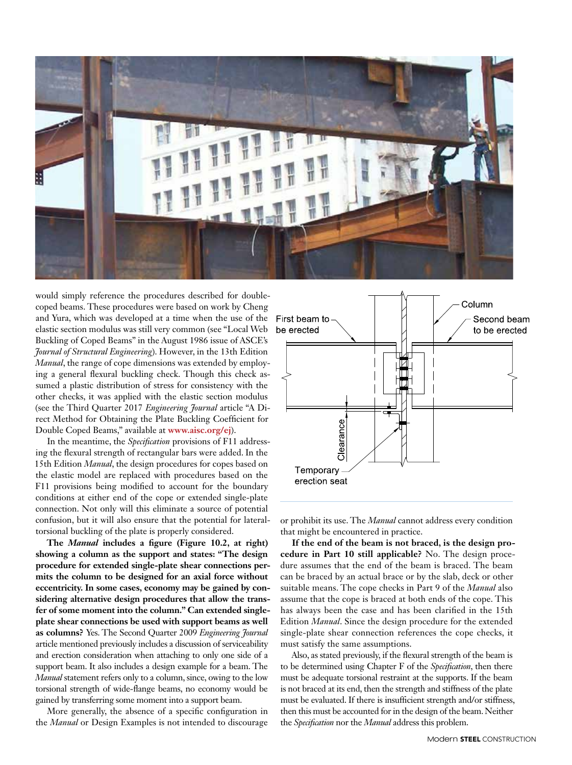would simply reference the procedures described for double-coped beams. These procedures were based on work by Cheng and Yura, which was developed at a time when the use of the elastic section modulus was still very common (see "Local Web Buckling of Coped Beams" in the August 1986 issue of ASCE's *Journal of Structural Engineering*). However, in the 13th Edition *Manual*, the range of cope dimensions was extended by employing a general flexural buckling check. Though this check assumed a plastic distribution of stress for consistency with the other checks, it was applied with the elastic section modulus (see the Third Quarter 2017 *Engineering Journal* article "A Direct Method for Obtaining the Plate Buckling Coefficient for Double Coped Beams," available at **www.aisc.org/ej**).

In the meantime, the *Specification* provisions of F11 addressing the flexural strength of rectangular bars were added. In the 15th Edition *Manual*, the design procedures for copes based on the elastic model are replaced with procedures based on the F11 provisions being modified to account for the boundary conditions at either end of the cope or extended single-plate connection. Not only will this eliminate a source of potential confusion, but it will also ensure that the potential for lateral-torsional buckling of the plate is properly considered.

**The *Manual* includes a figure (Figure 10.2, at right) showing a column as the support and states: "The design procedure for extended single-plate shear connections permits the column to be designed for an axial force without eccentricity. In some cases, economy may be gained by considering alternative design procedures that allow the transfer of some moment into the column." Can extended single-plate shear connections be used with support beams as well as columns?** Yes. The Second Quarter 2009 *Engineering Journal* article mentioned previously includes a discussion of serviceability and erection consideration when attaching to only one side of a support beam. It also includes a design example for a beam. The *Manual* statement refers only to a column, since, owing to the low torsional strength of wide-flange beams, no economy would be gained by transferring some moment into a support beam.

More generally, the absence of a specific configuration in the *Manual* or Design Examples is not intended to discourage or prohibit its use. The *Manual* cannot address every condition that might be encountered in practice.

**If the end of the beam is not braced, is the design procedure in Part 10 still applicable?** No. The design procedure assumes that the end of the beam is braced. The beam can be braced by an actual brace or by the slab, deck or other suitable means. The cope checks in Part 9 of the *Manual* also assume that the cope is braced at both ends of the cope. This has always been the case and has been clarified in the 15th Edition *Manual*. Since the design procedure for the extended single-plate shear connection references the cope checks, it must satisfy the same assumptions.

Also, as stated previously, if the flexural strength of the beam is to be determined using Chapter F of the *Specification*, then there must be adequate torsional restraint at the supports. If the beam is not braced at its end, then the strength and stiffness of the plate must be evaluated. If there is insufficient strength and/or stiffness, then this must be accounted for in the design of the beam. Neither the *Specification* nor the *Manual* address this problem.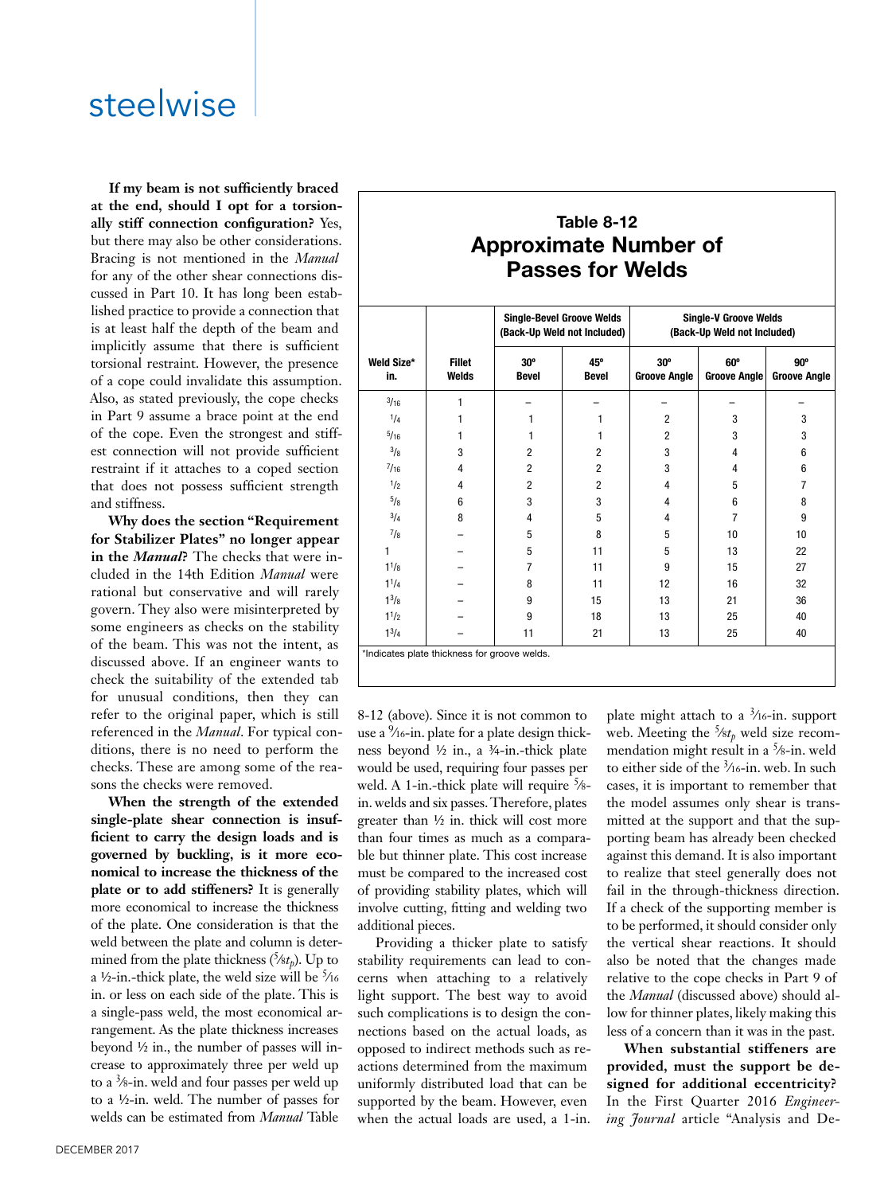**If my beam is not sufficiently braced at the end, should I opt for a torsionally stiff connection configuration?** Yes, but there may also be other considerations. Bracing is not mentioned in the *Manual* for any of the other shear connections discussed in Part 10. It has long been established practice to provide a connection that is at least half the depth of the beam and implicitly assume that there is sufficient torsional restraint. However, the presence of a cope could invalidate this assumption. Also, as stated previously, the cope checks in Part 9 assume a brace point at the end of the cope. Even the strongest and stiffest connection will not provide sufficient restraint if it attaches to a coped section that does not possess sufficient strength and stiffness.

**Why does the section "Requirement for Stabilizer Plates" no longer appear in the *Manual*?** The checks that were included in the 14th Edition *Manual* were rational but conservative and will rarely govern. They also were misinterpreted by some engineers as checks on the stability of the beam. This was not the intent, as discussed above. If an engineer wants to check the suitability of the extended tab for unusual conditions, then they can refer to the original paper, which is still referenced in the *Manual*. For typical conditions, there is no need to perform the checks. These are among some of the reasons the checks were removed.

**When the strength of the extended single-plate shear connection is insufficient to carry the design loads and is governed by buckling, is it more economical to increase the thickness of the plate or to add stiffeners?** It is generally more economical to increase the thickness of the plate. One consideration is that the weld between the plate and column is determined from the plate thickness ($\frac{5}{8}t_p$). Up to a ½-in.-thick plate, the weld size will be $\frac{5}{16}$ in. or less on each side of the plate. This is a single-pass weld, the most economical arrangement. As the plate thickness increases beyond ½ in., the number of passes will increase to approximately three per weld up to a $\frac{3}{8}$-in. weld and four passes per weld up to a ½-in. weld. The number of passes for welds can be estimated from *Manual* Table 8-12 (above). Since it is not common to use a $\frac{9}{16}$-in. plate for a plate design thickness beyond ½ in., a ¾-in.-thick plate would be used, requiring four passes per weld. A 1-in.-thick plate will require ⅝-in. welds and six passes. Therefore, plates greater than ½ in. thick will cost more than four times as much as a comparable but thinner plate. This cost increase must be compared to the increased cost of providing stability plates, which will involve cutting, fitting and welding two additional pieces.

**Table 8-12**
**Approximate Number of Passes for Welds**

| Weld Size* in. | Fillet Welds | Single-Bevel Groove Welds (Back-Up Weld not Included) | | Single-V Groove Welds (Back-Up Weld not Included) | | |
|---|---|---|---|---|---|---|
| | | 30° Bevel | 45° Bevel | 30° Groove Angle | 60° Groove Angle | 90° Groove Angle |
| $\frac{3}{16}$ | 1 | – | – | – | – | – |
| $\frac{1}{4}$ | 1 | 1 | 1 | 2 | 3 | 3 |
| $\frac{5}{16}$ | 1 | 1 | 1 | 2 | 3 | 3 |
| $\frac{3}{8}$ | 3 | 2 | 2 | 3 | 4 | 6 |
| $\frac{7}{16}$ | 4 | 2 | 2 | 3 | 4 | 6 |
| $\frac{1}{2}$ | 4 | 2 | 2 | 4 | 5 | 7 |
| $\frac{5}{8}$ | 6 | 3 | 3 | 4 | 6 | 8 |
| $\frac{3}{4}$ | 8 | 4 | 5 | 4 | 7 | 9 |
| $\frac{7}{8}$ | – | 5 | 8 | 5 | 10 | 10 |
| 1 | – | 5 | 11 | 5 | 13 | 22 |
| $1\frac{1}{8}$ | – | 7 | 11 | 9 | 15 | 27 |
| $1\frac{1}{4}$ | – | 8 | 11 | 12 | 16 | 32 |
| $1\frac{3}{8}$ | – | 9 | 15 | 13 | 21 | 36 |
| $1\frac{1}{2}$ | – | 9 | 18 | 13 | 25 | 40 |
| $1\frac{3}{4}$ | – | 11 | 21 | 13 | 25 | 40 |

*Indicates plate thickness for groove welds.

Providing a thicker plate to satisfy stability requirements can lead to concerns when attaching to a relatively light support. The best way to avoid such complications is to design the connections based on the actual loads, as opposed to indirect methods such as reactions determined from the maximum uniformly distributed load that can be supported by the beam. However, even when the actual loads are used, a 1-in. plate might attach to a $\frac{3}{16}$-in. support web. Meeting the $\frac{5}{8}t_p$ weld size recommendation might result in a ⅝-in. weld to either side of the $\frac{3}{16}$-in. web. In such cases, it is important to remember that the model assumes only shear is transmitted at the support and that the supporting beam has already been checked against this demand. It is also important to realize that steel generally does not fail in the through-thickness direction. If a check of the supporting member is to be performed, it should consider only the vertical shear reactions. It should also be noted that the changes made relative to the cope checks in Part 9 of the *Manual* (discussed above) should allow for thinner plates, likely making this less of a concern than it was in the past.

**When substantial stiffeners are provided, must the support be designed for additional eccentricity?** In the First Quarter 2016 *Engineering Journal* article "Analysis and De-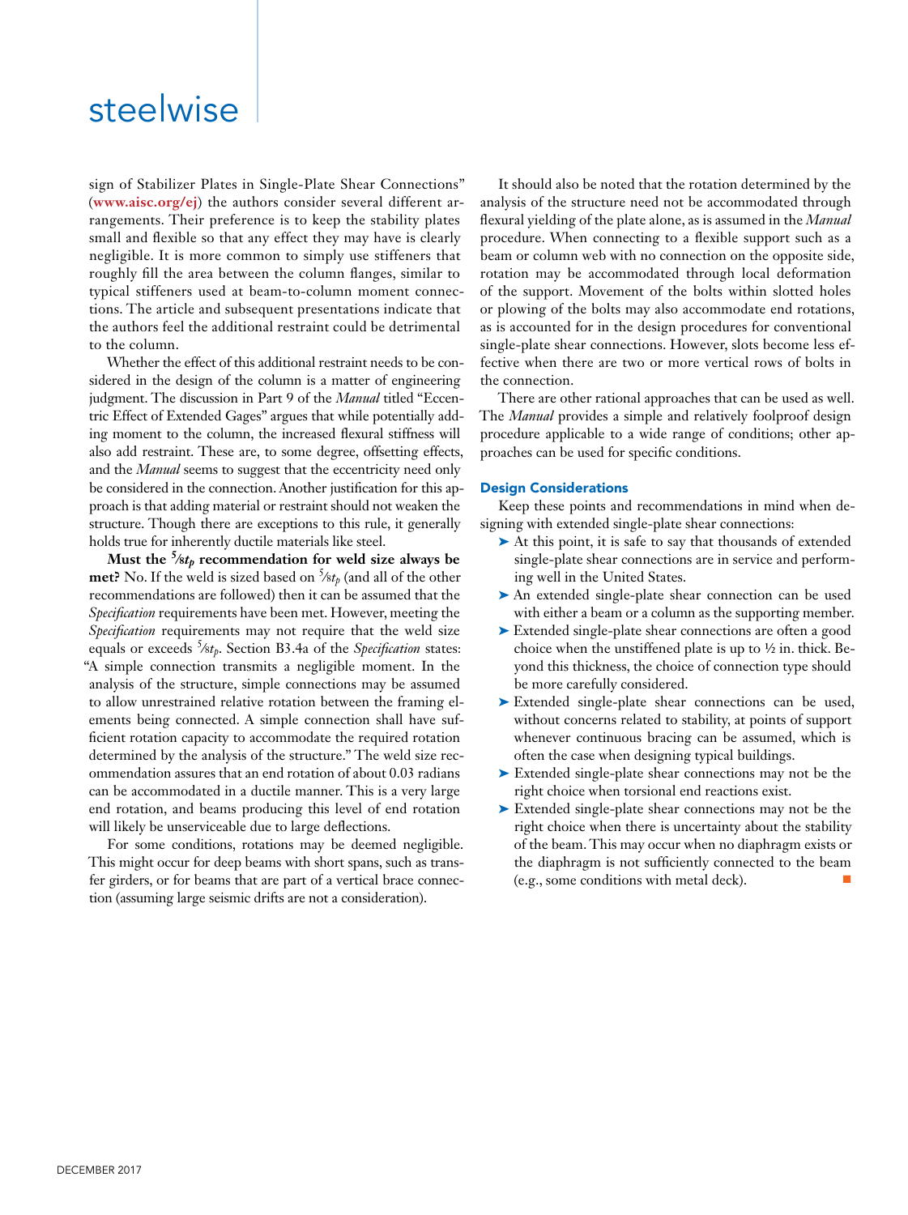sign of Stabilizer Plates in Single-Plate Shear Connections" (**www.aisc.org/ej**) the authors consider several different arrangements. Their preference is to keep the stability plates small and flexible so that any effect they may have is clearly negligible. It is more common to simply use stiffeners that roughly fill the area between the column flanges, similar to typical stiffeners used at beam-to-column moment connections. The article and subsequent presentations indicate that the authors feel the additional restraint could be detrimental to the column.

Whether the effect of this additional restraint needs to be considered in the design of the column is a matter of engineering judgment. The discussion in Part 9 of the *Manual* titled "Eccentric Effect of Extended Gages" argues that while potentially adding moment to the column, the increased flexural stiffness will also add restraint. These are, to some degree, offsetting effects, and the *Manual* seems to suggest that the eccentricity need only be considered in the connection. Another justification for this approach is that adding material or restraint should not weaken the structure. Though there are exceptions to this rule, it generally holds true for inherently ductile materials like steel.

**Must the $\frac{5}{8}t_p$ recommendation for weld size always be met?** No. If the weld is sized based on $\frac{5}{8}t_p$ (and all of the other recommendations are followed) then it can be assumed that the *Specification* requirements have been met. However, meeting the *Specification* requirements may not require that the weld size equals or exceeds $\frac{5}{8}t_p$. Section B3.4a of the *Specification* states: "A simple connection transmits a negligible moment. In the analysis of the structure, simple connections may be assumed to allow unrestrained relative rotation between the framing elements being connected. A simple connection shall have sufficient rotation capacity to accommodate the required rotation determined by the analysis of the structure." The weld size recommendation assures that an end rotation of about 0.03 radians can be accommodated in a ductile manner. This is a very large end rotation, and beams producing this level of end rotation will likely be unserviceable due to large deflections.

For some conditions, rotations may be deemed negligible. This might occur for deep beams with short spans, such as transfer girders, or for beams that are part of a vertical brace connection (assuming large seismic drifts are not a consideration).

It should also be noted that the rotation determined by the analysis of the structure need not be accommodated through flexural yielding of the plate alone, as is assumed in the *Manual* procedure. When connecting to a flexible support such as a beam or column web with no connection on the opposite side, rotation may be accommodated through local deformation of the support. Movement of the bolts within slotted holes or plowing of the bolts may also accommodate end rotations, as is accounted for in the design procedures for conventional single-plate shear connections. However, slots become less effective when there are two or more vertical rows of bolts in the connection.

There are other rational approaches that can be used as well. The *Manual* provides a simple and relatively foolproof design procedure applicable to a wide range of conditions; other approaches can be used for specific conditions.

### Design Considerations

Keep these points and recommendations in mind when designing with extended single-plate shear connections:

- At this point, it is safe to say that thousands of extended single-plate shear connections are in service and performing well in the United States.
- An extended single-plate shear connection can be used with either a beam or a column as the supporting member.
- Extended single-plate shear connections are often a good choice when the unstiffened plate is up to ½ in. thick. Beyond this thickness, the choice of connection type should be more carefully considered.
- Extended single-plate shear connections can be used, without concerns related to stability, at points of support whenever continuous bracing can be assumed, which is often the case when designing typical buildings.
- Extended single-plate shear connections may not be the right choice when torsional end reactions exist.
- Extended single-plate shear connections may not be the right choice when there is uncertainty about the stability of the beam. This may occur when no diaphragm exists or the diaphragm is not sufficiently connected to the beam (e.g., some conditions with metal deck).